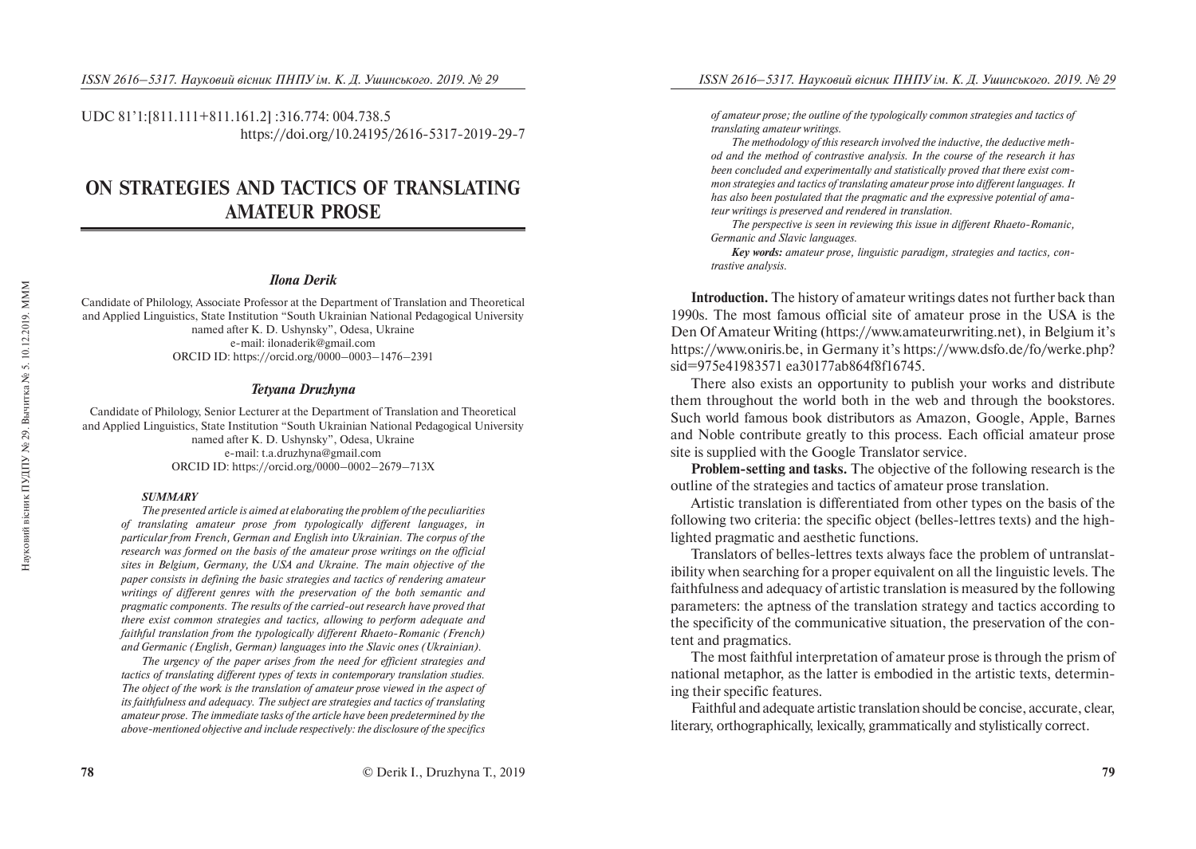UDC 81'1:[811.111+811.161.2] :316.774: 004.738.5
https://doi.org/10.24195/2616-5317-2019-29-7

# ON STRATEGIES AND TACTICS OF TRANSLATING AMATEUR PROSE

***Ilona Derik***

Candidate of Philology, Associate Professor at the Department of Translation and Theoretical and Applied Linguistics, State Institution "South Ukrainian National Pedagogical University named after K. D. Ushynsky", Odesa, Ukraine
e-mail: ilonaderik@gmail.com
ORCID ID: https://orcid.org/0000–0003–1476–2391

***Tetyana Druzhyna***

Candidate of Philology, Senior Lecturer at the Department of Translation and Theoretical and Applied Linguistics, State Institution "South Ukrainian National Pedagogical University named after K. D. Ushynsky", Odesa, Ukraine
e-mail: t.a.druzhyna@gmail.com
ORCID ID: https://orcid.org/0000–0002–2679–713X

***SUMMARY***

*The presented article is aimed at elaborating the problem of the peculiarities of translating amateur prose from typologically different languages, in particular from French, German and English into Ukrainian. The corpus of the research was formed on the basis of the amateur prose writings on the official sites in Belgium, Germany, the USA and Ukraine. The main objective of the paper consists in defining the basic strategies and tactics of rendering amateur writings of different genres with the preservation of the both semantic and pragmatic components. The results of the carried-out research have proved that there exist common strategies and tactics, allowing to perform adequate and faithful translation from the typologically different Rhaeto-Romanic (French) and Germanic (English, German) languages into the Slavic ones (Ukrainian).*

*The urgency of the paper arises from the need for efficient strategies and tactics of translating different types of texts in contemporary translation studies. The object of the work is the translation of amateur prose viewed in the aspect of its faithfulness and adequacy. The subject are strategies and tactics of translating amateur prose. The immediate tasks of the article have been predetermined by the above-mentioned objective and include respectively: the disclosure of the specifics of amateur prose; the outline of the typologically common strategies and tactics of translating amateur writings.*

*The methodology of this research involved the inductive, the deductive method and the method of contrastive analysis. In the course of the research it has been concluded and experimentally and statistically proved that there exist common strategies and tactics of translating amateur prose into different languages. It has also been postulated that the pragmatic and the expressive potential of amateur writings is preserved and rendered in translation.*

*The perspective is seen in reviewing this issue in different Rhaeto-Romanic, Germanic and Slavic languages.*

***Key words:*** *amateur prose, linguistic paradigm, strategies and tactics, contrastive analysis.*

**Introduction.** The history of amateur writings dates not further back than 1990s. The most famous official site of amateur prose in the USA is the Den Of Amateur Writing (https://www.amateurwriting.net), in Belgium it's https://www.oniris.be, in Germany it's https://www.dsfo.de/fo/werke.php?sid=975e41983571 ea30177ab864f8f16745.

There also exists an opportunity to publish your works and distribute them throughout the world both in the web and through the bookstores. Such world famous book distributors as Amazon, Google, Apple, Barnes and Noble contribute greatly to this process. Each official amateur prose site is supplied with the Google Translator service.

**Problem-setting and tasks.** The objective of the following research is the outline of the strategies and tactics of amateur prose translation.

Artistic translation is differentiated from other types on the basis of the following two criteria: the specific object (belles-lettres texts) and the highlighted pragmatic and aesthetic functions.

Translators of belles-lettres texts always face the problem of untranslatibility when searching for a proper equivalent on all the linguistic levels. The faithfulness and adequacy of artistic translation is measured by the following parameters: the aptness of the translation strategy and tactics according to the specificity of the communicative situation, the preservation of the content and pragmatics.

The most faithful interpretation of amateur prose is through the prism of national metaphor, as the latter is embodied in the artistic texts, determining their specific features.

Faithful and adequate artistic translation should be concise, accurate, clear, literary, orthographically, lexically, grammatically and stylistically correct.

© Derik I., Druzhyna T., 2019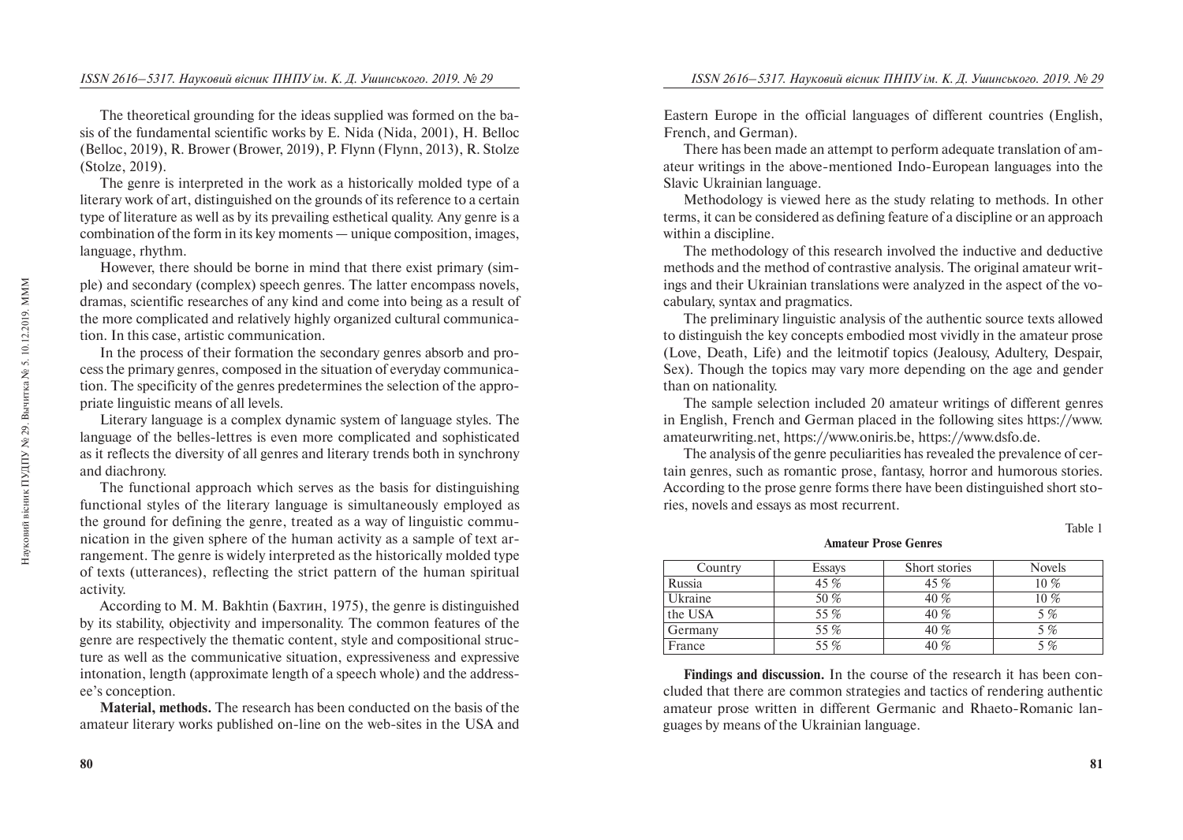The theoretical grounding for the ideas supplied was formed on the basis of the fundamental scientific works by E. Nida (Nida, 2001), H. Belloc (Belloc, 2019), R. Brower (Brower, 2019), P. Flynn (Flynn, 2013), R. Stolze (Stolze, 2019).

The genre is interpreted in the work as a historically molded type of a literary work of art, distinguished on the grounds of its reference to a certain type of literature as well as by its prevailing esthetical quality. Any genre is a combination of the form in its key moments — unique composition, images, language, rhythm.

However, there should be borne in mind that there exist primary (simple) and secondary (complex) speech genres. The latter encompass novels, dramas, scientific researches of any kind and come into being as a result of the more complicated and relatively highly organized cultural communication. In this case, artistic communication.

In the process of their formation the secondary genres absorb and process the primary genres, composed in the situation of everyday communication. The specificity of the genres predetermines the selection of the appropriate linguistic means of all levels.

Literary language is a complex dynamic system of language styles. The language of the belles-lettres is even more complicated and sophisticated as it reflects the diversity of all genres and literary trends both in synchrony and diachrony.

The functional approach which serves as the basis for distinguishing functional styles of the literary language is simultaneously employed as the ground for defining the genre, treated as a way of linguistic communication in the given sphere of the human activity as a sample of text arrangement. The genre is widely interpreted as the historically molded type of texts (utterances), reflecting the strict pattern of the human spiritual activity.

According to M. M. Bakhtin (Бахтин, 1975), the genre is distinguished by its stability, objectivity and impersonality. The common features of the genre are respectively the thematic content, style and compositional structure as well as the communicative situation, expressiveness and expressive intonation, length (approximate length of a speech whole) and the addressee's conception.

**Material, methods.** The research has been conducted on the basis of the amateur literary works published on-line on the web-sites in the USA and Eastern Europe in the official languages of different countries (English, French, and German).

There has been made an attempt to perform adequate translation of amateur writings in the above-mentioned Indo-European languages into the Slavic Ukrainian language.

Methodology is viewed here as the study relating to methods. In other terms, it can be considered as defining feature of a discipline or an approach within a discipline.

The methodology of this research involved the inductive and deductive methods and the method of contrastive analysis. The original amateur writings and their Ukrainian translations were analyzed in the aspect of the vocabulary, syntax and pragmatics.

The preliminary linguistic analysis of the authentic source texts allowed to distinguish the key concepts embodied most vividly in the amateur prose (Love, Death, Life) and the leitmotif topics (Jealousy, Adultery, Despair, Sex). Though the topics may vary more depending on the age and gender than on nationality.

The sample selection included 20 amateur writings of different genres in English, French and German placed in the following sites https://www.amateurwriting.net, https://www.oniris.be, https://www.dsfo.de.

The analysis of the genre peculiarities has revealed the prevalence of certain genres, such as romantic prose, fantasy, horror and humorous stories. According to the prose genre forms there have been distinguished short stories, novels and essays as most recurrent.

Table 1

**Amateur Prose Genres**

| Country | Essays | Short stories | Novels |
|---|---|---|---|
| Russia | 45 % | 45 % | 10 % |
| Ukraine | 50 % | 40 % | 10 % |
| the USA | 55 % | 40 % | 5 % |
| Germany | 55 % | 40 % | 5 % |
| France | 55 % | 40 % | 5 % |

**Findings and discussion.** In the course of the research it has been concluded that there are common strategies and tactics of rendering authentic amateur prose written in different Germanic and Rhaeto-Romanic languages by means of the Ukrainian language.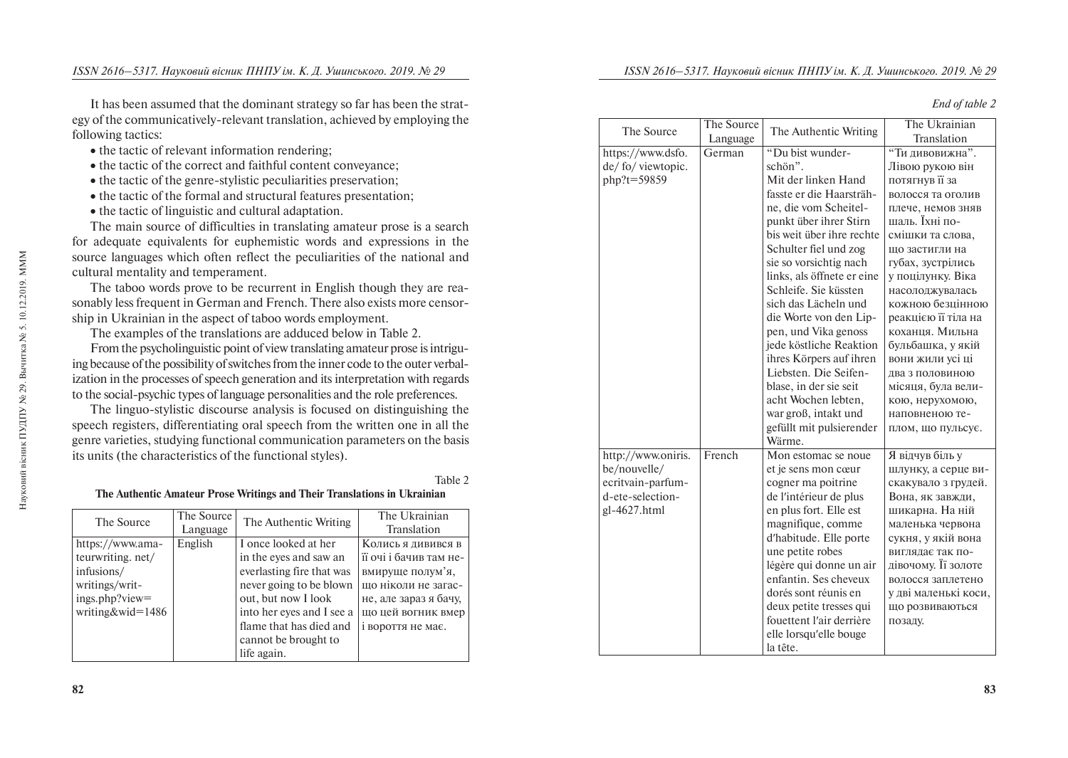It has been assumed that the dominant strategy so far has been the strategy of the communicatively-relevant translation, achieved by employing the following tactics:

- the tactic of relevant information rendering;
- the tactic of the correct and faithful content conveyance;
- the tactic of the genre-stylistic peculiarities preservation;
- the tactic of the formal and structural features presentation;
- the tactic of linguistic and cultural adaptation.

The main source of difficulties in translating amateur prose is a search for adequate equivalents for euphemistic words and expressions in the source languages which often reflect the peculiarities of the national and cultural mentality and temperament.

The taboo words prove to be recurrent in English though they are reasonably less frequent in German and French. There also exists more censorship in Ukrainian in the aspect of taboo words employment.

The examples of the translations are adduced below in Table 2.

From the psycholinguistic point of view translating amateur prose is intriguing because of the possibility of switches from the inner code to the outer verbalization in the processes of speech generation and its interpretation with regards to the social-psychic types of language personalities and the role preferences.

The linguo-stylistic discourse analysis is focused on distinguishing the speech registers, differentiating oral speech from the written one in all the genre varieties, studying functional communication parameters on the basis its units (the characteristics of the functional styles).

Table 2

**The Authentic Amateur Prose Writings and Their Translations in Ukrainian**

| The Source | The Source Language | The Authentic Writing | The Ukrainian Translation |
|---|---|---|---|
| https://www.amateurwriting. net/infusions/writings/writings.php?view=writing&wid=1486 | English | I once looked at her in the eyes and saw an everlasting fire that was never going to be blown out, but now I look into her eyes and I see a flame that has died and cannot be brought to life again. | Колись я дивився в її очі і бачив там невмируще полум'я, що ніколи не загасне, але зараз я бачу, що цей вогник вмер і вороття не має. |
| https://www.dsfo.de/ fo/ viewtopic.php?t=59859 | German | "Du bist wunderschön". Mit der linken Hand fasste er die Haarsträhne, die vom Scheitelpunkt über ihrer Stirn bis weit über ihre rechte Schulter fiel und zog sie so vorsichtig nach links, als öffnete er eine Schleife. Sie küssten sich das Lächeln und die Worte von den Lippen, und Vika genoss jede köstliche Reaktion ihres Körpers auf ihren Liebsten. Die Seifenblase, in der sie seit acht Wochen lebten, war groß, intakt und gefüllt mit pulsierender Wärme. | "Ти дивовижна". Лівою рукою він потягнув її за волосся та оголив плече, немов зняв шаль. Їхні посмішки та слова, що застигли на губах, зустрілись у поцілунку. Віка насолоджувалась кожною безцінною реакцією її тіла на коханця. Мильна бульбашка, у якій вони жили усі ці два з половиною місяця, була великою, нерухомою, наповненою теплом, що пульсує. |
| http://www.oniris.be/nouvelle/ecritvain-parfum-d-ete-selection-gl-4627.html | French | Mon estomac se noue et je sens mon cœur cogner ma poitrine de l'intérieur de plus en plus fort. Elle est magnifique, comme d'habitude. Elle porte une petite robes légère qui donne un air enfantin. Ses cheveux dorés sont réunis en deux petite tresses qui fouettent l'air derrière elle lorsqu'elle bouge la tête. | Я відчув біль у шлунку, а серце вискакувало з грудей. Вона, як завжди, шикарна. На ній маленька червона сукня, у якій вона виглядає так подівочому. Її золоте волосся заплетено у дві маленькі коси, що розвиваються позаду. |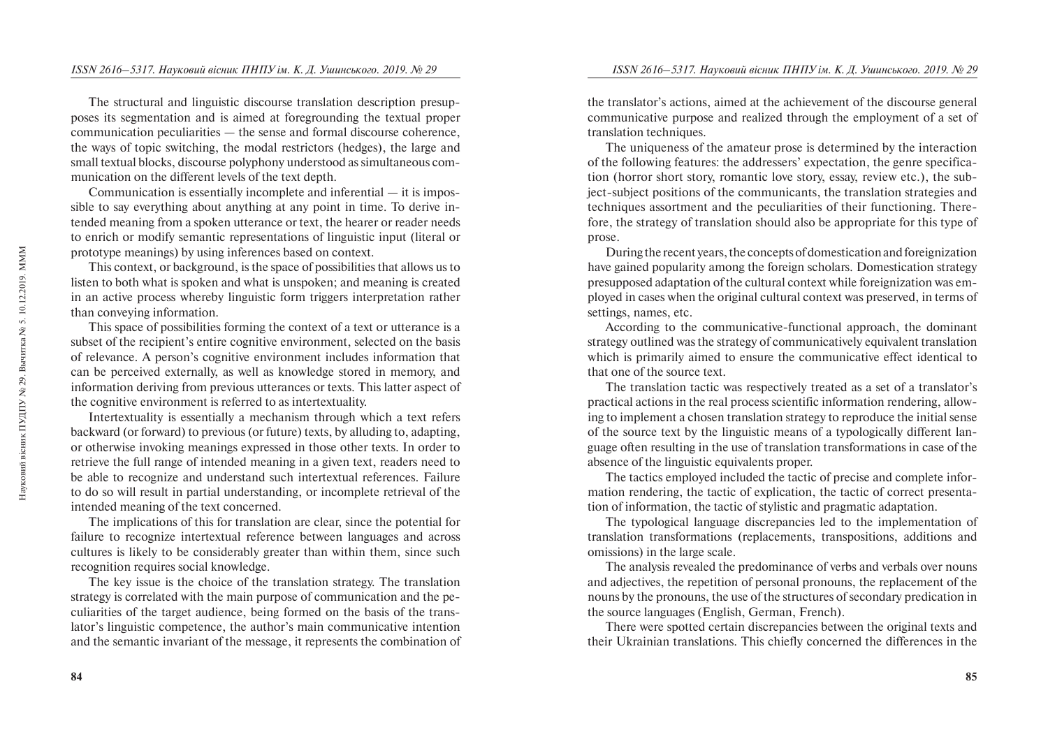The structural and linguistic discourse translation description presupposes its segmentation and is aimed at foregrounding the textual proper communication peculiarities — the sense and formal discourse coherence, the ways of topic switching, the modal restrictors (hedges), the large and small textual blocks, discourse polyphony understood as simultaneous communication on the different levels of the text depth.

Communication is essentially incomplete and inferential — it is impossible to say everything about anything at any point in time. To derive intended meaning from a spoken utterance or text, the hearer or reader needs to enrich or modify semantic representations of linguistic input (literal or prototype meanings) by using inferences based on context.

This context, or background, is the space of possibilities that allows us to listen to both what is spoken and what is unspoken; and meaning is created in an active process whereby linguistic form triggers interpretation rather than conveying information.

This space of possibilities forming the context of a text or utterance is a subset of the recipient's entire cognitive environment, selected on the basis of relevance. A person's cognitive environment includes information that can be perceived externally, as well as knowledge stored in memory, and information deriving from previous utterances or texts. This latter aspect of the cognitive environment is referred to as intertextuality.

Intertextuality is essentially a mechanism through which a text refers backward (or forward) to previous (or future) texts, by alluding to, adapting, or otherwise invoking meanings expressed in those other texts. In order to retrieve the full range of intended meaning in a given text, readers need to be able to recognize and understand such intertextual references. Failure to do so will result in partial understanding, or incomplete retrieval of the intended meaning of the text concerned.

The implications of this for translation are clear, since the potential for failure to recognize intertextual reference between languages and across cultures is likely to be considerably greater than within them, since such recognition requires social knowledge.

The key issue is the choice of the translation strategy. The translation strategy is correlated with the main purpose of communication and the peculiarities of the target audience, being formed on the basis of the translator's linguistic competence, the author's main communicative intention and the semantic invariant of the message, it represents the combination of the translator's actions, aimed at the achievement of the discourse general communicative purpose and realized through the employment of a set of translation techniques.

The uniqueness of the amateur prose is determined by the interaction of the following features: the addressers' expectation, the genre specification (horror short story, romantic love story, essay, review etc.), the subject-subject positions of the communicants, the translation strategies and techniques assortment and the peculiarities of their functioning. Therefore, the strategy of translation should also be appropriate for this type of prose.

During the recent years, the concepts of domestication and foreignization have gained popularity among the foreign scholars. Domestication strategy presupposed adaptation of the cultural context while foreignization was employed in cases when the original cultural context was preserved, in terms of settings, names, etc.

According to the communicative-functional approach, the dominant strategy outlined was the strategy of communicatively equivalent translation which is primarily aimed to ensure the communicative effect identical to that one of the source text.

The translation tactic was respectively treated as a set of a translator's practical actions in the real process scientific information rendering, allowing to implement a chosen translation strategy to reproduce the initial sense of the source text by the linguistic means of a typologically different language often resulting in the use of translation transformations in case of the absence of the linguistic equivalents proper.

The tactics employed included the tactic of precise and complete information rendering, the tactic of explication, the tactic of correct presentation of information, the tactic of stylistic and pragmatic adaptation.

The typological language discrepancies led to the implementation of translation transformations (replacements, transpositions, additions and omissions) in the large scale.

The analysis revealed the predominance of verbs and verbals over nouns and adjectives, the repetition of personal pronouns, the replacement of the nouns by the pronouns, the use of the structures of secondary predication in the source languages (English, German, French).

There were spotted certain discrepancies between the original texts and their Ukrainian translations. This chiefly concerned the differences in the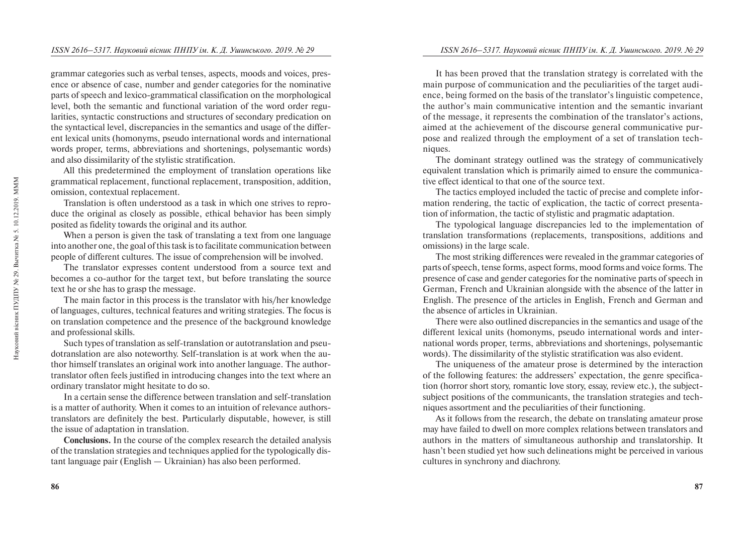grammar categories such as verbal tenses, aspects, moods and voices, presence or absence of case, number and gender categories for the nominative parts of speech and lexico-grammatical classification on the morphological level, both the semantic and functional variation of the word order regularities, syntactic constructions and structures of secondary predication on the syntactical level, discrepancies in the semantics and usage of the different lexical units (homonyms, pseudo international words and international words proper, terms, abbreviations and shortenings, polysemantic words) and also dissimilarity of the stylistic stratification.

All this predetermined the employment of translation operations like grammatical replacement, functional replacement, transposition, addition, omission, contextual replacement.

Translation is often understood as a task in which one strives to reproduce the original as closely as possible, ethical behavior has been simply posited as fidelity towards the original and its author.

When a person is given the task of translating a text from one language into another one, the goal of this task is to facilitate communication between people of different cultures. The issue of comprehension will be involved.

The translator expresses content understood from a source text and becomes a co-author for the target text, but before translating the source text he or she has to grasp the message.

The main factor in this process is the translator with his/her knowledge of languages, cultures, technical features and writing strategies. The focus is on translation competence and the presence of the background knowledge and professional skills.

Such types of translation as self-translation or autotranslation and pseudotranslation are also noteworthy. Self-translation is at work when the author himself translates an original work into another language. The author-translator often feels justified in introducing changes into the text where an ordinary translator might hesitate to do so.

In a certain sense the difference between translation and self-translation is a matter of authority. When it comes to an intuition of relevance authors-translators are definitely the best. Particularly disputable, however, is still the issue of adaptation in translation.

**Conclusions.** In the course of the complex research the detailed analysis of the translation strategies and techniques applied for the typologically distant language pair (English — Ukrainian) has also been performed.

It has been proved that the translation strategy is correlated with the main purpose of communication and the peculiarities of the target audience, being formed on the basis of the translator's linguistic competence, the author's main communicative intention and the semantic invariant of the message, it represents the combination of the translator's actions, aimed at the achievement of the discourse general communicative purpose and realized through the employment of a set of translation techniques.

The dominant strategy outlined was the strategy of communicatively equivalent translation which is primarily aimed to ensure the communicative effect identical to that one of the source text.

The tactics employed included the tactic of precise and complete information rendering, the tactic of explication, the tactic of correct presentation of information, the tactic of stylistic and pragmatic adaptation.

The typological language discrepancies led to the implementation of translation transformations (replacements, transpositions, additions and omissions) in the large scale.

The most striking differences were revealed in the grammar categories of parts of speech, tense forms, aspect forms, mood forms and voice forms. The presence of case and gender categories for the nominative parts of speech in German, French and Ukrainian alongside with the absence of the latter in English. The presence of the articles in English, French and German and the absence of articles in Ukrainian.

There were also outlined discrepancies in the semantics and usage of the different lexical units (homonyms, pseudo international words and international words proper, terms, abbreviations and shortenings, polysemantic words). The dissimilarity of the stylistic stratification was also evident.

The uniqueness of the amateur prose is determined by the interaction of the following features: the addressers' expectation, the genre specification (horror short story, romantic love story, essay, review etc.), the subject-subject positions of the communicants, the translation strategies and techniques assortment and the peculiarities of their functioning.

As it follows from the research, the debate on translating amateur prose may have failed to dwell on more complex relations between translators and authors in the matters of simultaneous authorship and translatorship. It hasn't been studied yet how such delineations might be perceived in various cultures in synchrony and diachrony.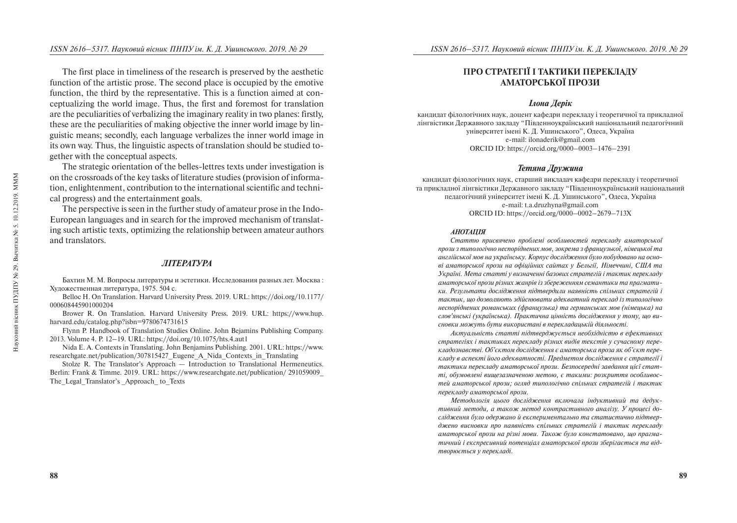The first place in timeliness of the research is preserved by the aesthetic function of the artistic prose. The second place is occupied by the emotive function, the third by the representative. This is a function aimed at conceptualizing the world image. Thus, the first and foremost for translation are the peculiarities of verbalizing the imaginary reality in two planes: firstly, these are the peculiarities of making objective the inner world image by linguistic means; secondly, each language verbalizes the inner world image in its own way. Thus, the linguistic aspects of translation should be studied together with the conceptual aspects.

The strategic orientation of the belles-lettres texts under investigation is on the crossroads of the key tasks of literature studies (provision of information, enlightenment, contribution to the international scientific and technical progress) and the entertainment goals.

The perspective is seen in the further study of amateur prose in the Indo-European languages and in search for the improved mechanism of translating such artistic texts, optimizing the relationship between amateur authors and translators.

### *ЛІТЕРАТУРА*

Бахтин М. М. Вопросы литературы и эстетики. Исследования разных лет. Москва : Художественная литература, 1975. 504 с.

Belloc H. On Translation. Harvard University Press. 2019. URL: https://doi.org/10.1177/000608445901000204

Brower R. On Translation. Harvard University Press. 2019. URL: https://www.hup.harvard.edu/catalog.php?isbn=9780674731615

Flynn P. Handbook of Translation Studies Online. John Bejamins Publishing Company. 2013. Volume 4. P. 12–19. URL: https://doi.org/10.1075/hts.4.aut1

Nida E. A. Contexts in Translating. John Benjamins Publishing. 2001. URL: https://www.researchgate.net/publication/307815427_Eugene_A_Nida_Contexts_in_Translating

Stolze R. The Translator's Approach — Introduction to Translational Hermeneutics. Berlin: Frank & Timme. 2019. URL: https://www.researchgate.net/publication/ 291059009_The_Legal_Translator's _Approach_ to_Texts

# ПРО СТРАТЕГІЇ І ТАКТИКИ ПЕРЕКЛАДУ АМАТОРСЬКОЇ ПРОЗИ

### *Ілона Дерік*

кандидат філологічних наук, доцент кафедри перекладу і теоретичної та прикладної лінгвістики Державного закладу "Південноукраїнський національний педагогічний університет імені К. Д. Ушинського", Одеса, Україна
e-mail: ilonaderik@gmail.com
ORCID ID: https://orcid.org/0000–0003–1476–2391

### *Тетяна Дружина*

кандидат філологічних наук, старший викладач кафедри перекладу і теоретичної та прикладної лінгвістики Державного закладу "Південноукраїнський національний педагогічний університет імені К. Д. Ушинського", Одеса, Україна
e-mail: t.a.druzhyna@gmail.com
ORCID ID: https://orcid.org/0000–0002–2679–713X

***АНОТАЦІЯ***

*Статтю присвячено проблемі особливостей перекладу аматорської прози з типологічно неспоріднених мов, зокрема з французької, німецької та англійської мов на українську. Корпус дослідження було побудовано на основі аматорської прози на офіційних сайтах у Бельгії, Німеччині, США та Україні. Мета статті у визначенні базових стратегій і тактик перекладу аматорської прози різних жанрів із збереженням семантики та прагматики. Результати дослідження підтвердили наявність спільних стратегій і тактик, що дозволяють здійснювати адекватний переклад із типологічно неспоріднених романських (французька) та германських мов (німецька) на слов'янські (українська). Практична цінність дослідження у тому, що висновки можуть бути використані в перекладацькій діяльності.*

*Актуальність статті підтверджується необхідністю в ефективних стратегіях і тактиках перекладу різних видів текстів у сучасному перекладознавстві. Об'єктом дослідження є аматорська проза як об'єкт перекладу в аспекті його адекватності. Предметом дослідження є стратегії і тактики перекладу аматорської прози. Безпосередні завдання цієї статті, обумовлені вищезазначеною метою, є такими: розкриття особливостей аматорської прози; огляд типологічно спільних стратегій і тактик перекладу аматорської прози.*

*Методологія цього дослідження включала індуктивний та дедуктивний методи, а також метод контрастивного аналізу. У процесі дослідження було одержано й експериментально та статистично підтверджено висновки про наявність спільних стратегій і тактик перекладу аматорської прози на різні мови. Також було констатовано, що прагматичний і експресивний потенціал аматорської прози зберігається та відтворюється у перекладі.*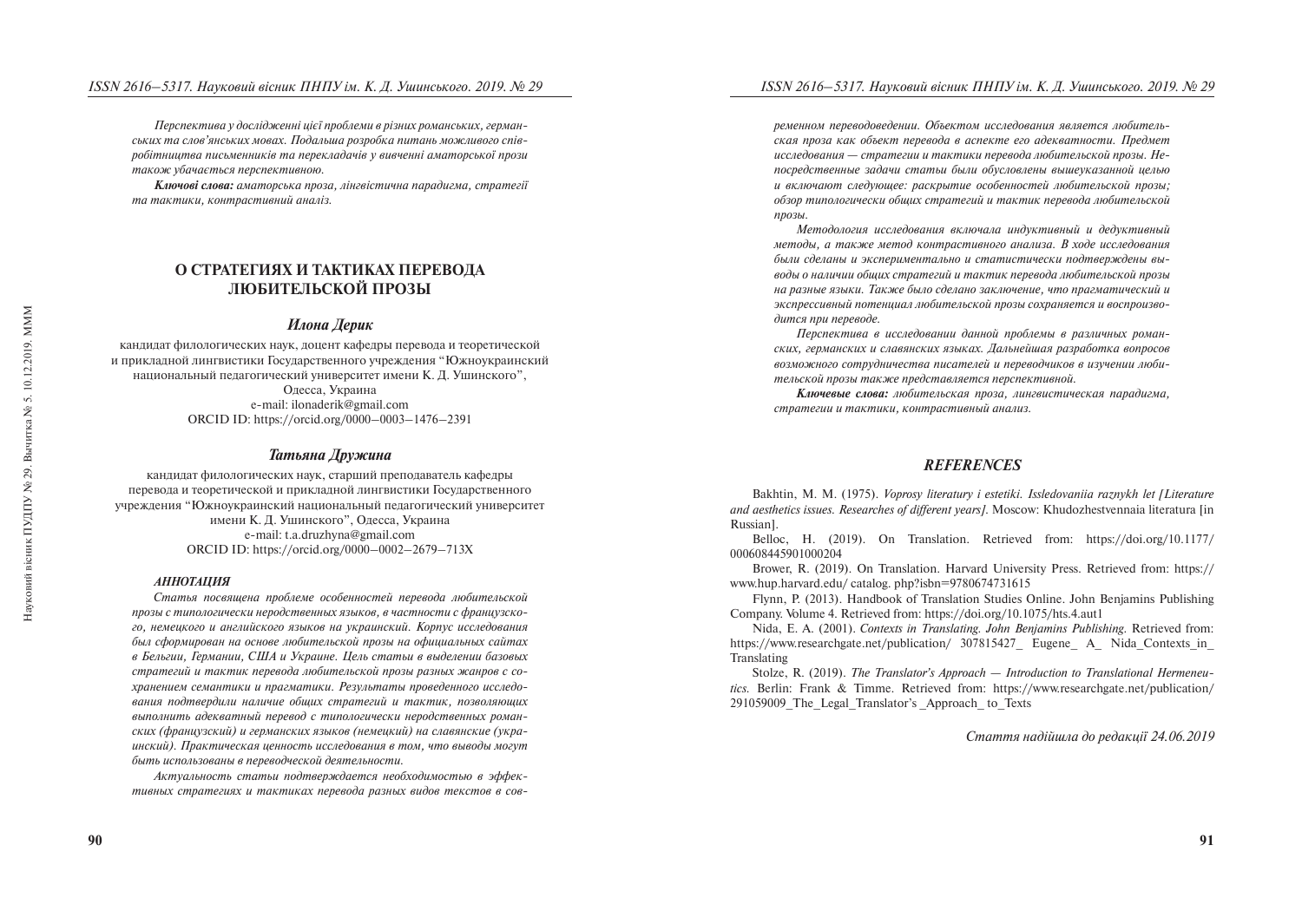*Перспектива у дослідженні цієї проблеми в різних романських, германських та слов'янських мовах. Подальша розробка питань можливого співробітництва письменників та перекладачів у вивченні аматорської прози також убачається перспективною.*

***Ключові слова:*** *аматорська проза, лінгвістична парадигма, стратегії та тактики, контрастивний аналіз.*

## О СТРАТЕГИЯХ И ТАКТИКАХ ПЕРЕВОДА ЛЮБИТЕЛЬСКОЙ ПРОЗЫ

### *Илона Дерик*

кандидат филологических наук, доцент кафедры перевода и теоретической и прикладной лингвистики Государственного учреждения "Южноукраинский национальный педагогический университет имени К. Д. Ушинского", Одесса, Украина
e-mail: ilonaderik@gmail.com
ORCID ID: https://orcid.org/0000–0003–1476–2391

### *Татьяна Дружина*

кандидат филологических наук, старший преподаватель кафедры перевода и теоретической и прикладной лингвистики Государственного учреждения "Южноукраинский национальный педагогический университет имени К. Д. Ушинского", Одесса, Украина
e-mail: t.a.druzhyna@gmail.com
ORCID ID: https://orcid.org/0000–0002–2679–713X

#### *АННОТАЦИЯ*

*Статья посвящена проблеме особенностей перевода любительской прозы с типологически неродственных языков, в частности с французского, немецкого и английского языков на украинский. Корпус исследования был сформирован на основе любительской прозы на официальных сайтах в Бельгии, Германии, США и Украине. Цель статьи в выделении базовых стратегий и тактик перевода любительской прозы разных жанров с сохранением семантики и прагматики. Результаты проведенного исследования подтвердили наличие общих стратегий и тактик, позволяющих выполнить адекватный перевод с типологически неродственных романских (французский) и германских языков (немецкий) на славянские (украинский). Практическая ценность исследования в том, что выводы могут быть использованы в переводческой деятельности.*

*Актуальность статьи подтверждается необходимостью в эффективных стратегиях и тактиках перевода разных видов текстов в современном переводоведении. Объектом исследования является любительская проза как объект перевода в аспекте его адекватности. Предмет исследования — стратегии и тактики перевода любительской прозы. Непосредственные задачи статьи были обусловлены вышеуказанной целью и включают следующее: раскрытие особенностей любительской прозы; обзор типологически общих стратегий и тактик перевода любительской прозы.*

*Методология исследования включала индуктивный и дедуктивный методы, а также метод контрастивного анализа. В ходе исследования были сделаны и экспериментально и статистически подтверждены выводы о наличии общих стратегий и тактик перевода любительской прозы на разные языки. Также было сделано заключение, что прагматический и экспрессивный потенциал любительской прозы сохраняется и воспроизводится при переводе.*

*Перспектива в исследовании данной проблемы в различных романских, германских и славянских языках. Дальнейшая разработка вопросов возможного сотрудничества писателей и переводчиков в изучении любительской прозы также представляется перспективной.*

***Ключевые слова:*** *любительская проза, лингвистическая парадигма, стратегии и тактики, контрастивный анализ.*

## *REFERENCES*

Bakhtin, M. M. (1975). *Voprosy literatury i estetiki. Issledovaniia raznykh let [Literature and aesthetics issues. Researches of different years].* Moscow: Khudozhestvennaia literatura [in Russian].

Belloc, H. (2019). On Translation. Retrieved from: https://doi.org/10.1177/000608445901000204

Brower, R. (2019). On Translation. Harvard University Press. Retrieved from: https://www.hup.harvard.edu/ catalog. php?isbn=9780674731615

Flynn, P. (2013). Handbook of Translation Studies Online. John Benjamins Publishing Company. Volume 4. Retrieved from: https://doi.org/10.1075/hts.4.aut1

Nida, E. A. (2001). *Contexts in Translating. John Benjamins Publishing.* Retrieved from: https://www.researchgate.net/publication/ 307815427_ Eugene_ A_ Nida_Contexts_in_ Translating

Stolze, R. (2019). *The Translator's Approach — Introduction to Translational Hermeneutics.* Berlin: Frank & Timme. Retrieved from: https://www.researchgate.net/publication/ 291059009_The_Legal_Translator's _Approach_ to_Texts

*Стаття надійшла до редакції 24.06.2019*